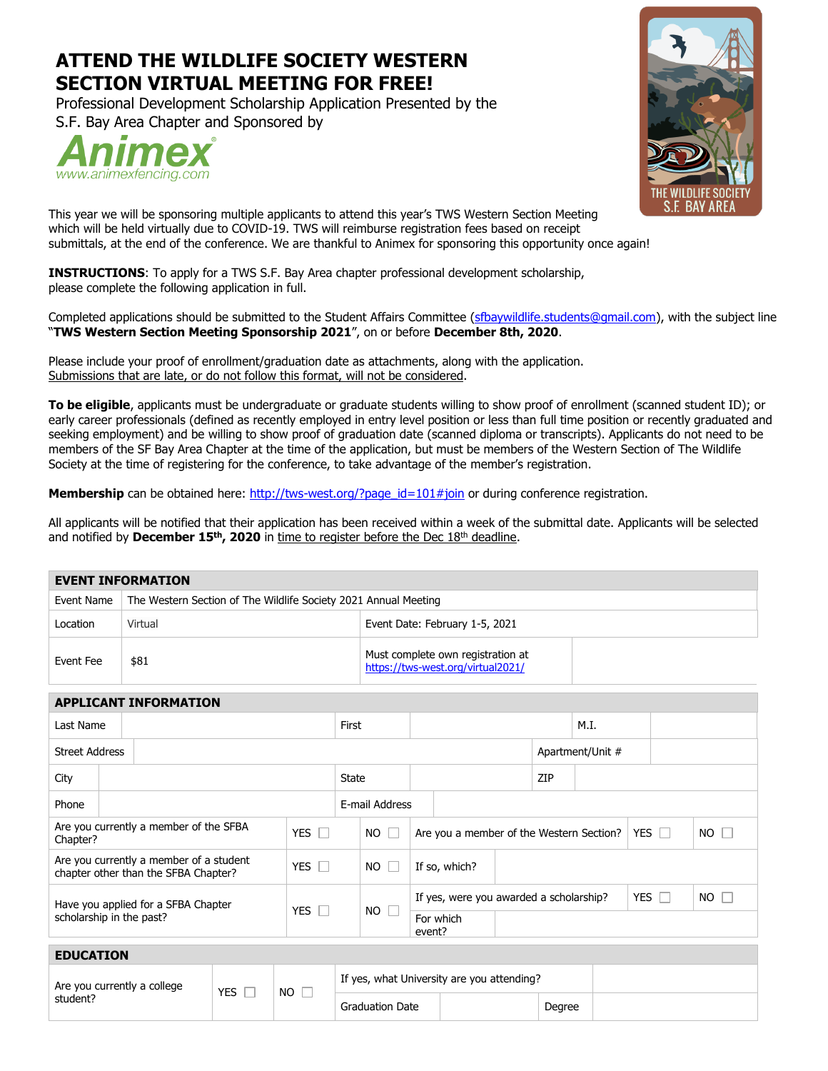# ATTEND THE WILDLIFE SOCIETY WESTERN SECTION VIRTUAL MEETING FOR FREE!

Professional Development Scholarship Application Presented by the S.F. Bay Area Chapter and Sponsored by

Animex
www.animexfencing.com

THE WILDLIFE SOCIETY
S.F. BAY AREA

This year we will be sponsoring multiple applicants to attend this year's TWS Western Section Meeting which will be held virtually due to COVID-19. TWS will reimburse registration fees based on receipt submittals, at the end of the conference. We are thankful to Animex for sponsoring this opportunity once again!

**INSTRUCTIONS**: To apply for a TWS S.F. Bay Area chapter professional development scholarship, please complete the following application in full.

Completed applications should be submitted to the Student Affairs Committee (sfbaywildlife.students@gmail.com), with the subject line "**TWS Western Section Meeting Sponsorship 2021**", on or before **December 8th, 2020**.

Please include your proof of enrollment/graduation date as attachments, along with the application. Submissions that are late, or do not follow this format, will not be considered.

**To be eligible**, applicants must be undergraduate or graduate students willing to show proof of enrollment (scanned student ID); or early career professionals (defined as recently employed in entry level position or less than full time position or recently graduated and seeking employment) and be willing to show proof of graduation date (scanned diploma or transcripts). Applicants do not need to be members of the SF Bay Area Chapter at the time of the application, but must be members of the Western Section of The Wildlife Society at the time of registering for the conference, to take advantage of the member's registration.

**Membership** can be obtained here: http://tws-west.org/?page_id=101#join or during conference registration.

All applicants will be notified that their application has been received within a week of the submittal date. Applicants will be selected and notified by **December 15th, 2020** in time to register before the Dec 18th deadline.

| **EVENT INFORMATION** | | |
|---|---|---|
| Event Name | The Western Section of The Wildlife Society 2021 Annual Meeting | |
| Location | Virtual | Event Date: February 1-5, 2021 |
| Event Fee | $81 | Must complete own registration at https://tws-west.org/virtual2021/ |

| **APPLICANT INFORMATION** | | | | | | | | |
|---|---|---|---|---|---|---|---|---|
| Last Name | | First | | M.I. | | | | |
| Street Address | | | | Apartment/Unit # | | | | |
| City | | State | | ZIP | | | | |
| Phone | | E-mail Address | | | | | | |
| Are you currently a member of the SFBA Chapter? | YES ☐ | NO ☐ | Are you a member of the Western Section? | YES ☐ | NO ☐ | | | |
| Are you currently a member of a student chapter other than the SFBA Chapter? | YES ☐ | NO ☐ | If so, which? | | | | | |
| Have you applied for a SFBA Chapter scholarship in the past? | YES ☐ | NO ☐ | If yes, were you awarded a scholarship? | YES ☐ | NO ☐ | | | |
| | | | For which event? | | | | | |

| **EDUCATION** | | | | | |
|---|---|---|---|---|---|
| Are you currently a college student? | YES ☐ | NO ☐ | If yes, what University are you attending? | | |
| | | | Graduation Date | Degree | |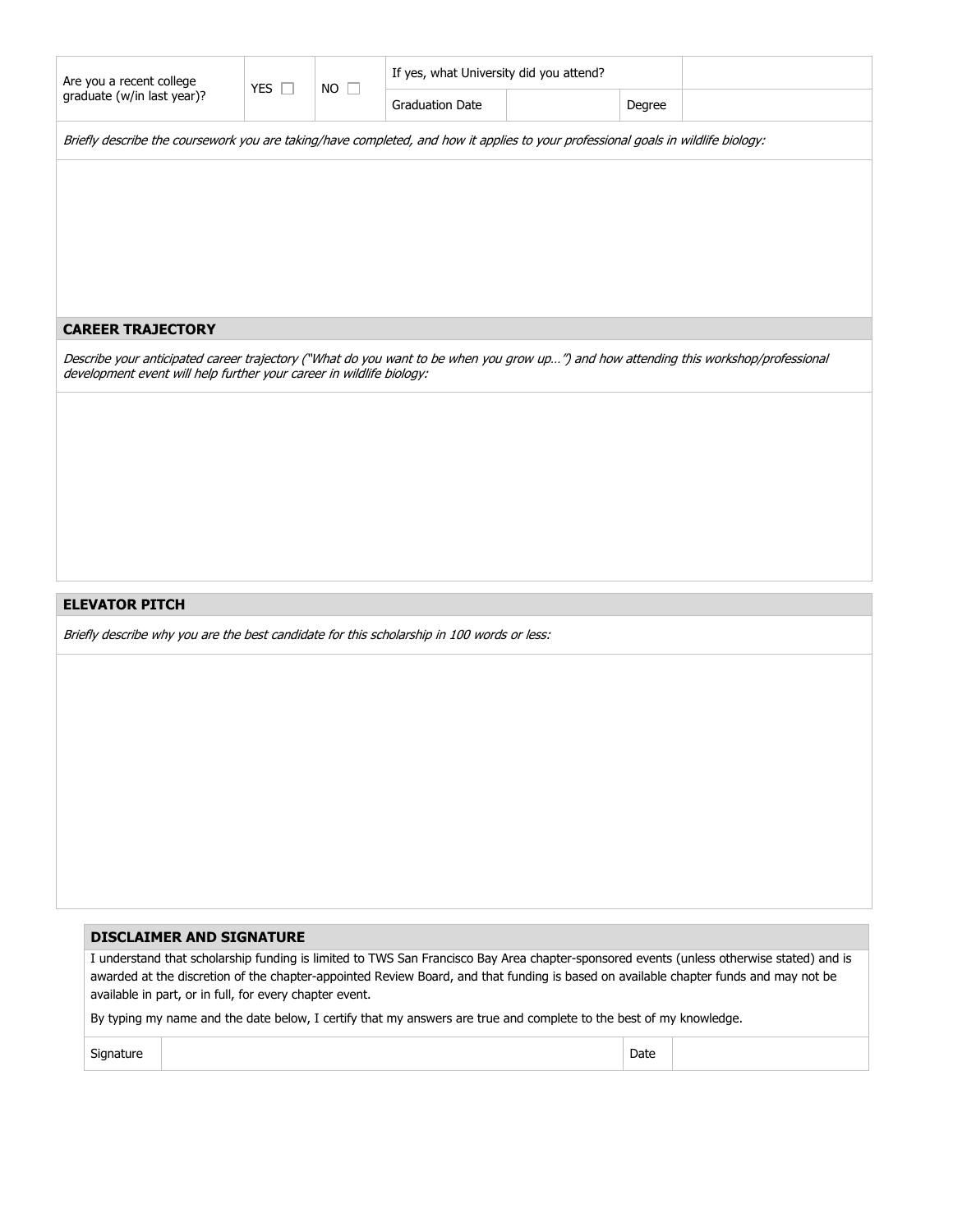| | | | | | | |
|---|---|---|---|---|---|---|
| Are you a recent college graduate (w/in last year)? | YES ☐ | NO ☐ | If yes, what University did you attend? | | | |
| | | | Graduation Date | | Degree | |

*Briefly describe the coursework you are taking/have completed, and how it applies to your professional goals in wildlife biology:*

## CAREER TRAJECTORY

*Describe your anticipated career trajectory ("What do you want to be when you grow up…") and how attending this workshop/professional development event will help further your career in wildlife biology:*

## ELEVATOR PITCH

*Briefly describe why you are the best candidate for this scholarship in 100 words or less:*

## DISCLAIMER AND SIGNATURE

I understand that scholarship funding is limited to TWS San Francisco Bay Area chapter-sponsored events (unless otherwise stated) and is awarded at the discretion of the chapter-appointed Review Board, and that funding is based on available chapter funds and may not be available in part, or in full, for every chapter event.

By typing my name and the date below, I certify that my answers are true and complete to the best of my knowledge.

| | | | |
|---|---|---|---|
| Signature | | Date | |